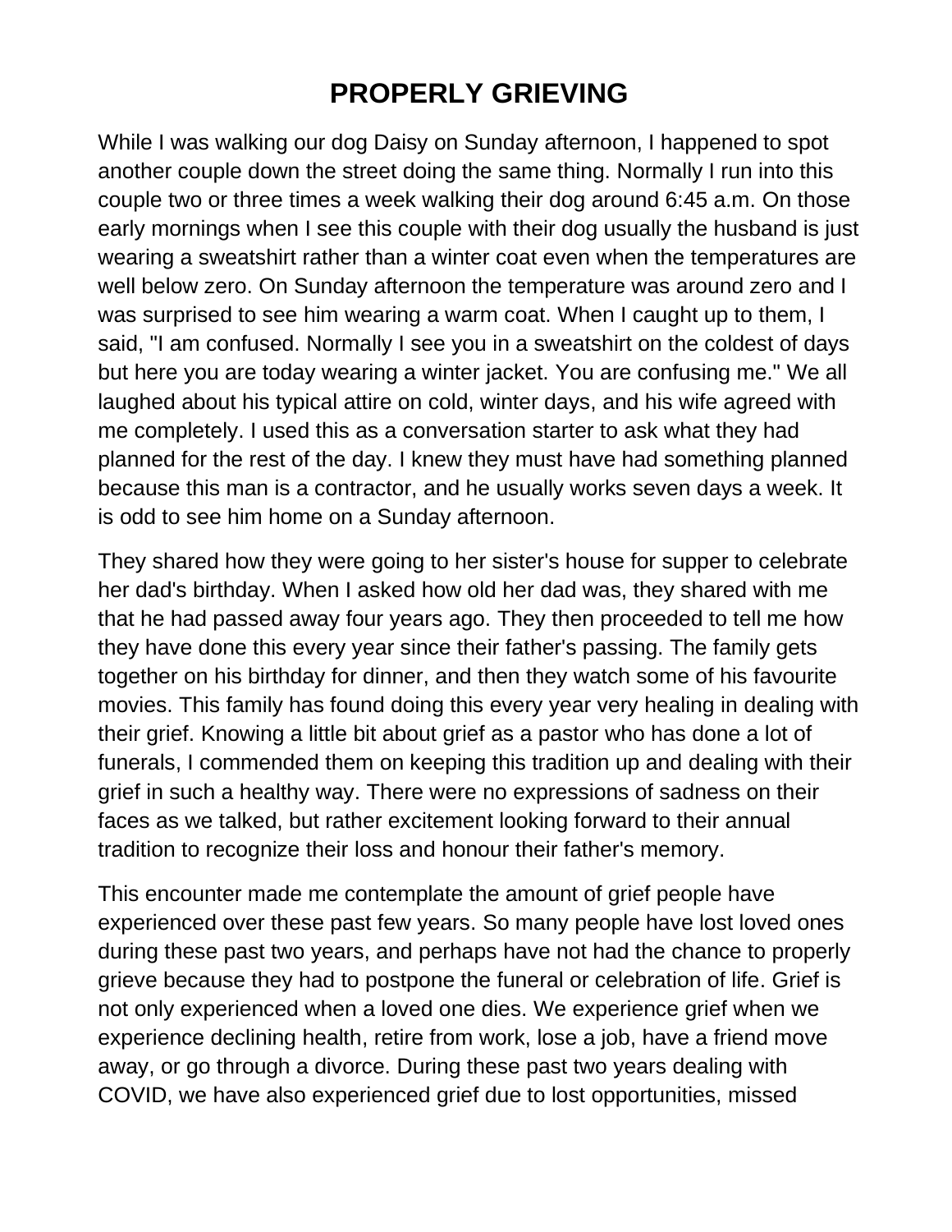# PROPERLY GRIEVING

While I was walking our dog Daisy on Sunday afternoon, I happened to spot another couple down the street doing the same thing. Normally I run into this couple two or three times a week walking their dog around 6:45 a.m. On those early mornings when I see this couple with their dog usually the husband is just wearing a sweatshirt rather than a winter coat even when the temperatures are well below zero. On Sunday afternoon the temperature was around zero and I was surprised to see him wearing a warm coat. When I caught up to them, I said, "I am confused. Normally I see you in a sweatshirt on the coldest of days but here you are today wearing a winter jacket. You are confusing me." We all laughed about his typical attire on cold, winter days, and his wife agreed with me completely. I used this as a conversation starter to ask what they had planned for the rest of the day. I knew they must have had something planned because this man is a contractor, and he usually works seven days a week. It is odd to see him home on a Sunday afternoon.

They shared how they were going to her sister's house for supper to celebrate her dad's birthday. When I asked how old her dad was, they shared with me that he had passed away four years ago. They then proceeded to tell me how they have done this every year since their father's passing. The family gets together on his birthday for dinner, and then they watch some of his favourite movies. This family has found doing this every year very healing in dealing with their grief. Knowing a little bit about grief as a pastor who has done a lot of funerals, I commended them on keeping this tradition up and dealing with their grief in such a healthy way. There were no expressions of sadness on their faces as we talked, but rather excitement looking forward to their annual tradition to recognize their loss and honour their father's memory.

This encounter made me contemplate the amount of grief people have experienced over these past few years. So many people have lost loved ones during these past two years, and perhaps have not had the chance to properly grieve because they had to postpone the funeral or celebration of life. Grief is not only experienced when a loved one dies. We experience grief when we experience declining health, retire from work, lose a job, have a friend move away, or go through a divorce. During these past two years dealing with COVID, we have also experienced grief due to lost opportunities, missed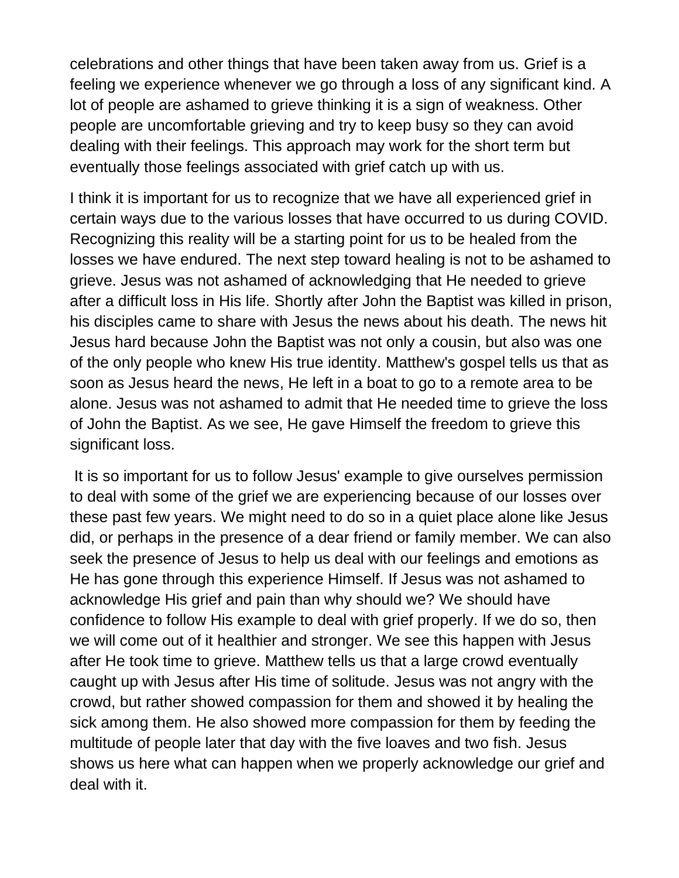celebrations and other things that have been taken away from us. Grief is a feeling we experience whenever we go through a loss of any significant kind. A lot of people are ashamed to grieve thinking it is a sign of weakness. Other people are uncomfortable grieving and try to keep busy so they can avoid dealing with their feelings. This approach may work for the short term but eventually those feelings associated with grief catch up with us.

I think it is important for us to recognize that we have all experienced grief in certain ways due to the various losses that have occurred to us during COVID. Recognizing this reality will be a starting point for us to be healed from the losses we have endured. The next step toward healing is not to be ashamed to grieve. Jesus was not ashamed of acknowledging that He needed to grieve after a difficult loss in His life. Shortly after John the Baptist was killed in prison, his disciples came to share with Jesus the news about his death. The news hit Jesus hard because John the Baptist was not only a cousin, but also was one of the only people who knew His true identity. Matthew's gospel tells us that as soon as Jesus heard the news, He left in a boat to go to a remote area to be alone. Jesus was not ashamed to admit that He needed time to grieve the loss of John the Baptist. As we see, He gave Himself the freedom to grieve this significant loss.

It is so important for us to follow Jesus' example to give ourselves permission to deal with some of the grief we are experiencing because of our losses over these past few years. We might need to do so in a quiet place alone like Jesus did, or perhaps in the presence of a dear friend or family member. We can also seek the presence of Jesus to help us deal with our feelings and emotions as He has gone through this experience Himself. If Jesus was not ashamed to acknowledge His grief and pain than why should we? We should have confidence to follow His example to deal with grief properly. If we do so, then we will come out of it healthier and stronger. We see this happen with Jesus after He took time to grieve. Matthew tells us that a large crowd eventually caught up with Jesus after His time of solitude. Jesus was not angry with the crowd, but rather showed compassion for them and showed it by healing the sick among them. He also showed more compassion for them by feeding the multitude of people later that day with the five loaves and two fish. Jesus shows us here what can happen when we properly acknowledge our grief and deal with it.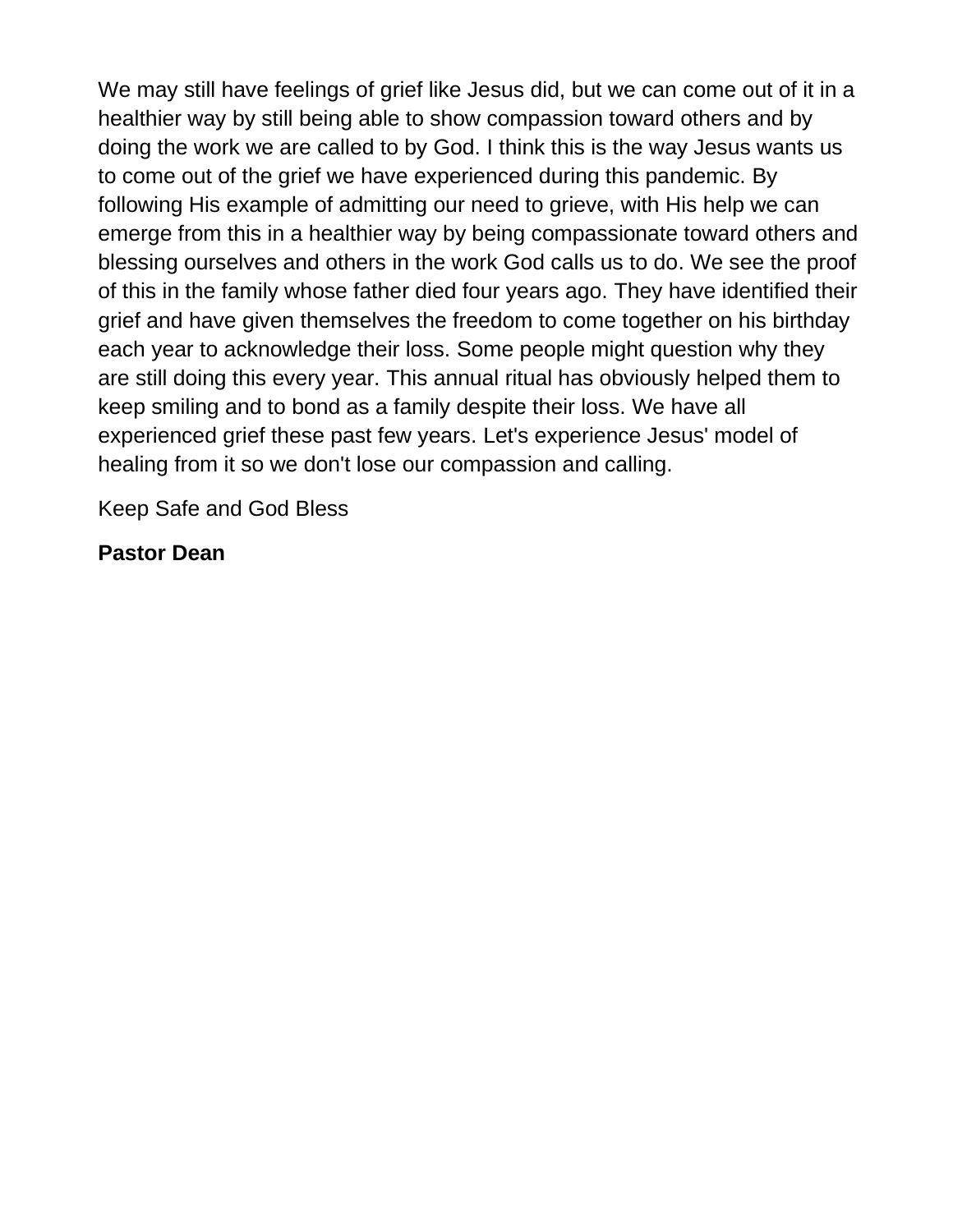We may still have feelings of grief like Jesus did, but we can come out of it in a healthier way by still being able to show compassion toward others and by doing the work we are called to by God. I think this is the way Jesus wants us to come out of the grief we have experienced during this pandemic. By following His example of admitting our need to grieve, with His help we can emerge from this in a healthier way by being compassionate toward others and blessing ourselves and others in the work God calls us to do. We see the proof of this in the family whose father died four years ago. They have identified their grief and have given themselves the freedom to come together on his birthday each year to acknowledge their loss. Some people might question why they are still doing this every year. This annual ritual has obviously helped them to keep smiling and to bond as a family despite their loss. We have all experienced grief these past few years. Let's experience Jesus' model of healing from it so we don't lose our compassion and calling.

Keep Safe and God Bless

**Pastor Dean**